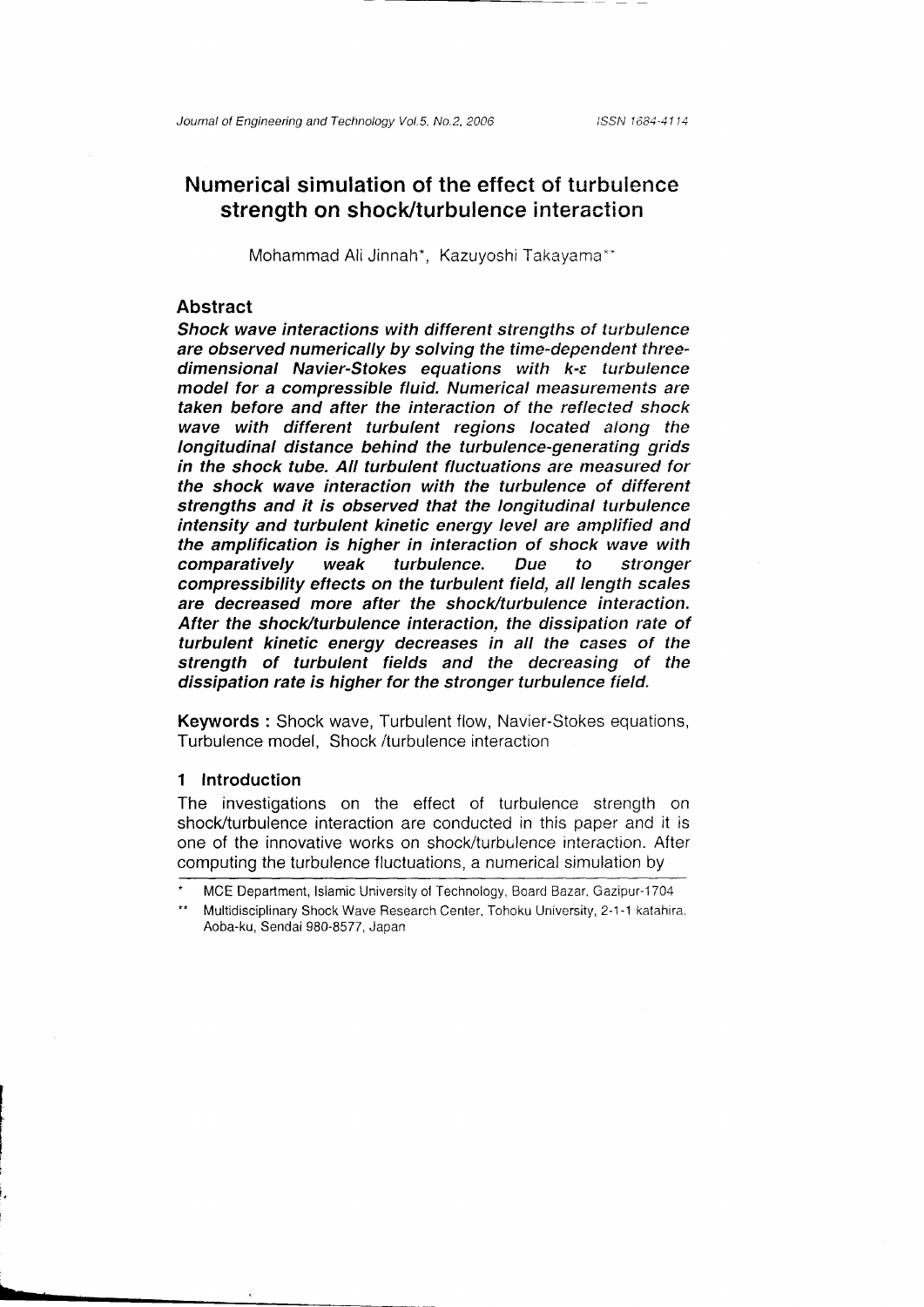# Numerical simulation of the effect of turbulence strength on shock/turbulence interaction

Mohammad Ali Jinnah*, Kazuyoshi Takayama**

## Abstract

***Shock wave interactions with different strengths of turbulence are observed numerically by solving the time-dependent three-dimensional Navier-Stokes equations with k-ε turbulence model for a compressible fluid. Numerical measurements are taken before and after the interaction of the reflected shock wave with different turbulent regions located along the longitudinal distance behind the turbulence-generating grids in the shock tube. All turbulent fluctuations are measured for the shock wave interaction with the turbulence of different strengths and it is observed that the longitudinal turbulence intensity and turbulent kinetic energy level are amplified and the amplification is higher in interaction of shock wave with comparatively weak turbulence. Due to stronger compressibility effects on the turbulent field, all length scales are decreased more after the shock/turbulence interaction. After the shock/turbulence interaction, the dissipation rate of turbulent kinetic energy decreases in all the cases of the strength of turbulent fields and the decreasing of the dissipation rate is higher for the stronger turbulence field.***

**Keywords :** Shock wave, Turbulent flow, Navier-Stokes equations, Turbulence model, Shock /turbulence interaction

## 1 Introduction

The investigations on the effect of turbulence strength on shock/turbulence interaction are conducted in this paper and it is one of the innovative works on shock/turbulence interaction. After computing the turbulence fluctuations, a numerical simulation by

\* MCE Department, Islamic University of Technology, Board Bazar, Gazipur-1704

\*\* Multidisciplinary Shock Wave Research Center, Tohoku University, 2-1-1 katahira, Aoba-ku, Sendai 980-8577, Japan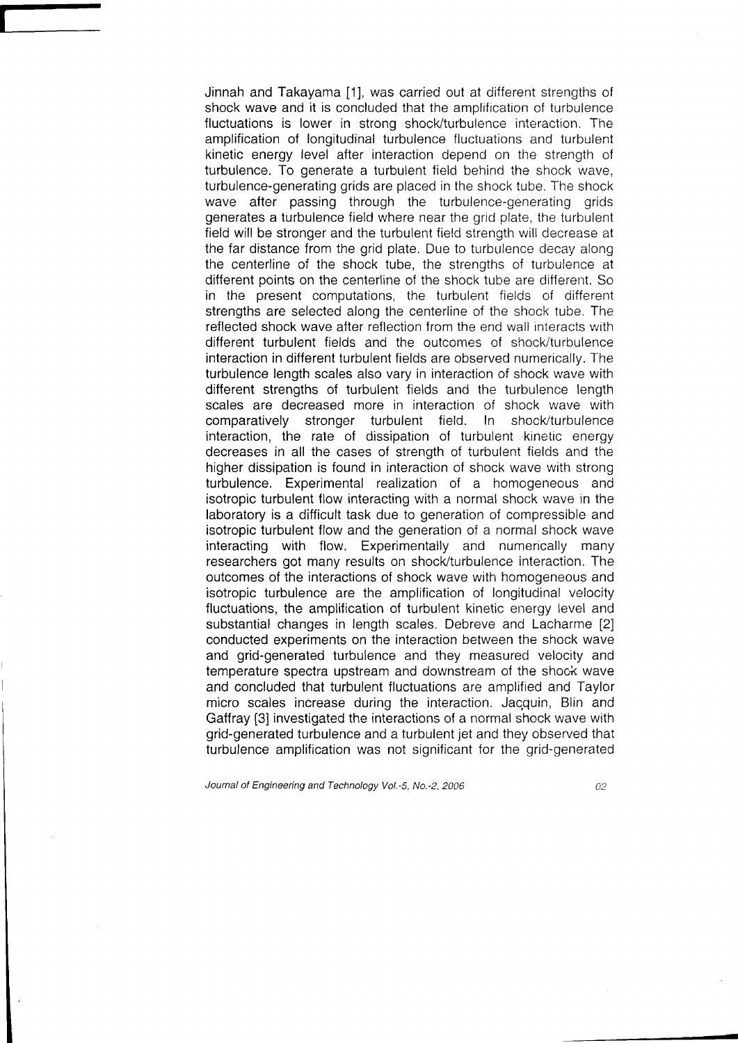Jinnah and Takayama [1], was carried out at different strengths of shock wave and it is concluded that the amplification of turbulence fluctuations is lower in strong shock/turbulence interaction. The amplification of longitudinal turbulence fluctuations and turbulent kinetic energy level after interaction depend on the strength of turbulence. To generate a turbulent field behind the shock wave, turbulence-generating grids are placed in the shock tube. The shock wave after passing through the turbulence-generating grids generates a turbulence field where near the grid plate, the turbulent field will be stronger and the turbulent field strength will decrease at the far distance from the grid plate. Due to turbulence decay along the centerline of the shock tube, the strengths of turbulence at different points on the centerline of the shock tube are different. So in the present computations, the turbulent fields of different strengths are selected along the centerline of the shock tube. The reflected shock wave after reflection from the end wall interacts with different turbulent fields and the outcomes of shock/turbulence interaction in different turbulent fields are observed numerically. The turbulence length scales also vary in interaction of shock wave with different strengths of turbulent fields and the turbulence length scales are decreased more in interaction of shock wave with comparatively stronger turbulent field. In shock/turbulence interaction, the rate of dissipation of turbulent kinetic energy decreases in all the cases of strength of turbulent fields and the higher dissipation is found in interaction of shock wave with strong turbulence. Experimental realization of a homogeneous and isotropic turbulent flow interacting with a normal shock wave in the laboratory is a difficult task due to generation of compressible and isotropic turbulent flow and the generation of a normal shock wave interacting with flow. Experimentally and numerically many researchers got many results on shock/turbulence interaction. The outcomes of the interactions of shock wave with homogeneous and isotropic turbulence are the amplification of longitudinal velocity fluctuations, the amplification of turbulent kinetic energy level and substantial changes in length scales. Debreve and Lacharme [2] conducted experiments on the interaction between the shock wave and grid-generated turbulence and they measured velocity and temperature spectra upstream and downstream of the shock wave and concluded that turbulent fluctuations are amplified and Taylor micro scales increase during the interaction. Jacquin, Blin and Gaffray [3] investigated the interactions of a normal shock wave with grid-generated turbulence and a turbulent jet and they observed that turbulence amplification was not significant for the grid-generated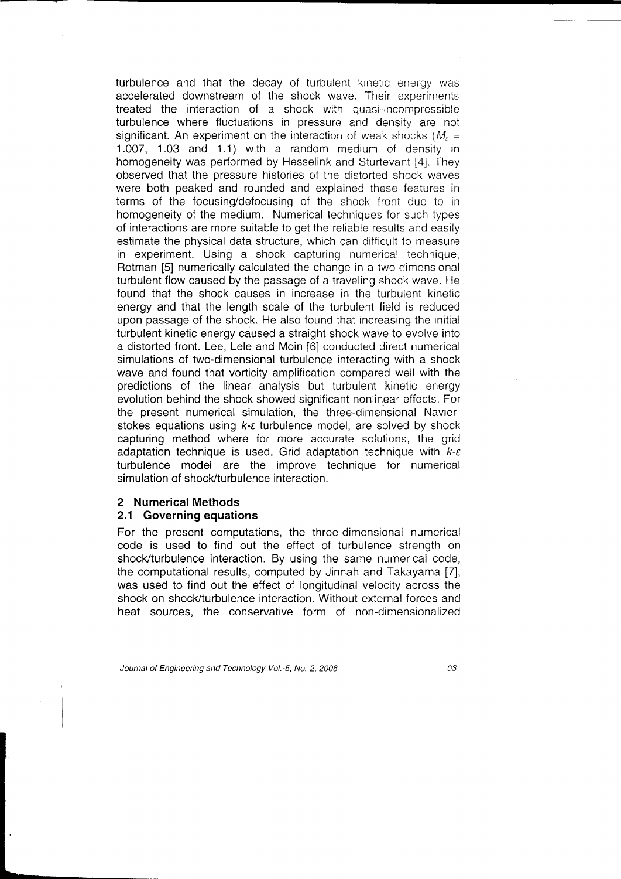turbulence and that the decay of turbulent kinetic energy was accelerated downstream of the shock wave. Their experiments treated the interaction of a shock with quasi-incompressible turbulence where fluctuations in pressure and density are not significant. An experiment on the interaction of weak shocks ($M_s$ = 1.007, 1.03 and 1.1) with a random medium of density in homogeneity was performed by Hesselink and Sturtevant [4]. They observed that the pressure histories of the distorted shock waves were both peaked and rounded and explained these features in terms of the focusing/defocusing of the shock front due to in homogeneity of the medium. Numerical techniques for such types of interactions are more suitable to get the reliable results and easily estimate the physical data structure, which can difficult to measure in experiment. Using a shock capturing numerical technique, Rotman [5] numerically calculated the change in a two-dimensional turbulent flow caused by the passage of a traveling shock wave. He found that the shock causes in increase in the turbulent kinetic energy and that the length scale of the turbulent field is reduced upon passage of the shock. He also found that increasing the initial turbulent kinetic energy caused a straight shock wave to evolve into a distorted front. Lee, Lele and Moin [6] conducted direct numerical simulations of two-dimensional turbulence interacting with a shock wave and found that vorticity amplification compared well with the predictions of the linear analysis but turbulent kinetic energy evolution behind the shock showed significant nonlinear effects. For the present numerical simulation, the three-dimensional Navier-stokes equations using $k$-$\varepsilon$ turbulence model, are solved by shock capturing method where for more accurate solutions, the grid adaptation technique is used. Grid adaptation technique with $k$-$\varepsilon$ turbulence model are the improve technique for numerical simulation of shock/turbulence interaction.

## 2 Numerical Methods

### 2.1 Governing equations

For the present computations, the three-dimensional numerical code is used to find out the effect of turbulence strength on shock/turbulence interaction. By using the same numerical code, the computational results, computed by Jinnah and Takayama [7], was used to find out the effect of longitudinal velocity across the shock on shock/turbulence interaction. Without external forces and heat sources, the conservative form of non-dimensionalized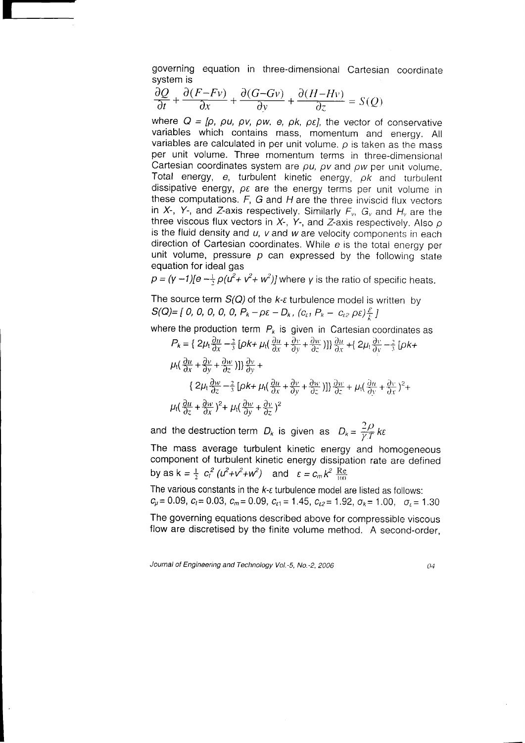governing equation in three-dimensional Cartesian coordinate system is

$$\frac{\partial Q}{\partial t} + \frac{\partial (F - Fv)}{\partial x} + \frac{\partial (G - Gv)}{\partial y} + \frac{\partial (H - Hv)}{\partial z} = S(Q)$$

where $Q = [\rho, \rho u, \rho v, \rho w, e, \rho k, \rho \varepsilon]$, the vector of conservative variables which contains mass, momentum and energy. All variables are calculated in per unit volume. $\rho$ is taken as the mass per unit volume. Three momentum terms in three-dimensional Cartesian coordinates system are $\rho u$, $\rho v$ and $\rho w$ per unit volume. Total energy, $e$, turbulent kinetic energy, $\rho k$ and turbulent dissipative energy, $\rho \varepsilon$ are the energy terms per unit volume in these computations. $F$, $G$ and $H$ are the three inviscid flux vectors in X-, Y-, and Z-axis respectively. Similarly $F_v$, $G_v$ and $H_v$ are the three viscous flux vectors in X-, Y-, and Z-axis respectively. Also $\rho$ is the fluid density and $u$, $v$ and $w$ are velocity components in each direction of Cartesian coordinates. While $e$ is the total energy per unit volume, pressure $p$ can expressed by the following state equation for ideal gas

$p = (\gamma - 1)[e - \frac{1}{2}\rho(u^2 + v^2 + w^2)]$ where $\gamma$ is the ratio of specific heats.

The source term $S(Q)$ of the $k$-$\varepsilon$ turbulence model is written by
$S(Q) = [\,0, 0, 0, 0, 0, P_k - \rho\varepsilon - D_k, (c_{\varepsilon 1} P_k - c_{\varepsilon 2}\rho\varepsilon)\frac{\varepsilon}{k}\,]$

where the production term $P_k$ is given in Cartesian coordinates as

$$P_k = \{\, 2\mu_t \frac{\partial u}{\partial x} - \frac{2}{3}[\rho k + \mu_t(\frac{\partial u}{\partial x} + \frac{\partial v}{\partial y} + \frac{\partial w}{\partial z})]\}\frac{\partial u}{\partial x} + \{\, 2\mu_t \frac{\partial v}{\partial y} - \frac{2}{3}[\rho k + \mu_t(\frac{\partial u}{\partial x} + \frac{\partial v}{\partial y} + \frac{\partial w}{\partial z})]\}\frac{\partial v}{\partial y} +$$

$$\{\, 2\mu_t \frac{\partial w}{\partial z} - \frac{2}{3}[\rho k + \mu_t(\frac{\partial u}{\partial x} + \frac{\partial v}{\partial y} + \frac{\partial w}{\partial z})]\}\frac{\partial w}{\partial z} + \mu_t(\frac{\partial u}{\partial y} + \frac{\partial v}{\partial x})^2 + \mu_t(\frac{\partial u}{\partial z} + \frac{\partial w}{\partial x})^2 + \mu_t(\frac{\partial w}{\partial y} + \frac{\partial v}{\partial z})^2$$

and the destruction term $D_k$ is given as $D_k = \dfrac{2\rho}{\gamma T} k\varepsilon$

The mass average turbulent kinetic energy and homogeneous component of turbulent kinetic energy dissipation rate are defined by as $k = \frac{1}{2}\, c_i^2\,(u^2 + v^2 + w^2)$ and $\varepsilon = c_m k^2 \frac{\mathrm{Re}}{100}$

The various constants in the $k$-$\varepsilon$ turbulence model are listed as follows:
$c_\mu = 0.09$, $c_i = 0.03$, $c_m = 0.09$, $c_{\varepsilon 1} = 1.45$, $c_{\varepsilon 2} = 1.92$, $\sigma_k = 1.00$, $\sigma_\varepsilon = 1.30$

The governing equations described above for compressible viscous flow are discretised by the finite volume method. A second-order,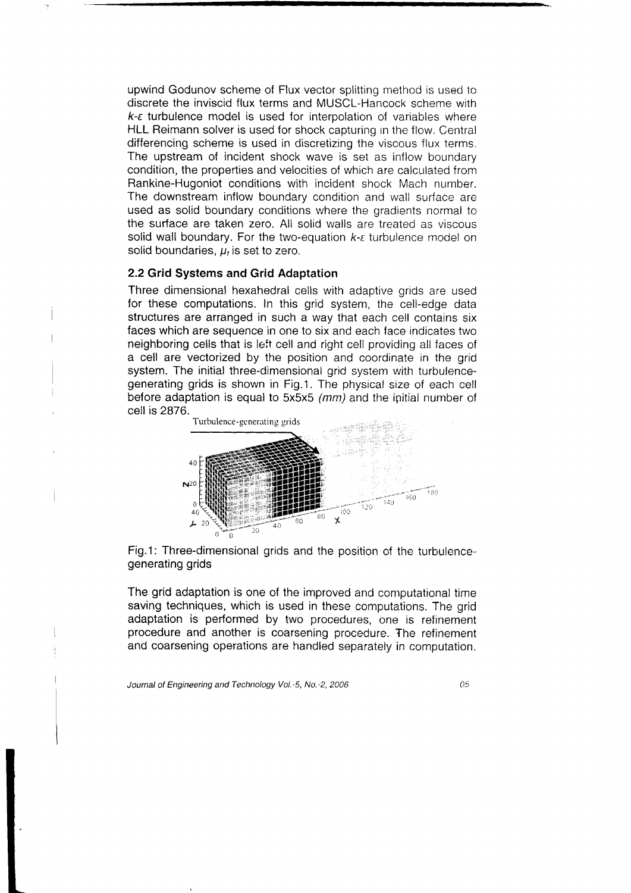upwind Godunov scheme of Flux vector splitting method is used to discrete the inviscid flux terms and MUSCL-Hancock scheme with $k$-$\varepsilon$ turbulence model is used for interpolation of variables where HLL Reimann solver is used for shock capturing in the flow. Central differencing scheme is used in discretizing the viscous flux terms. The upstream of incident shock wave is set as inflow boundary condition, the properties and velocities of which are calculated from Rankine-Hugoniot conditions with incident shock Mach number. The downstream inflow boundary condition and wall surface are used as solid boundary conditions where the gradients normal to the surface are taken zero. All solid walls are treated as viscous solid wall boundary. For the two-equation $k$-$\varepsilon$ turbulence model on solid boundaries, $\mu_t$ is set to zero.

### 2.2 Grid Systems and Grid Adaptation

Three dimensional hexahedral cells with adaptive grids are used for these computations. In this grid system, the cell-edge data structures are arranged in such a way that each cell contains six faces which are sequence in one to six and each face indicates two neighboring cells that is left cell and right cell providing all faces of a cell are vectorized by the position and coordinate in the grid system. The initial three-dimensional grid system with turbulence-generating grids is shown in Fig.1. The physical size of each cell before adaptation is equal to 5x5x5 *(mm)* and the initial number of cell is 2876.

Turbulence-generating grids

40
z 20
0
40
y 20
0
0
20
40
60
80
100
120
140
160
180
x

Fig.1: Three-dimensional grids and the position of the turbulence-generating grids

The grid adaptation is one of the improved and computational time saving techniques, which is used in these computations. The grid adaptation is performed by two procedures, one is refinement procedure and another is coarsening procedure. The refinement and coarsening operations are handled separately in computation.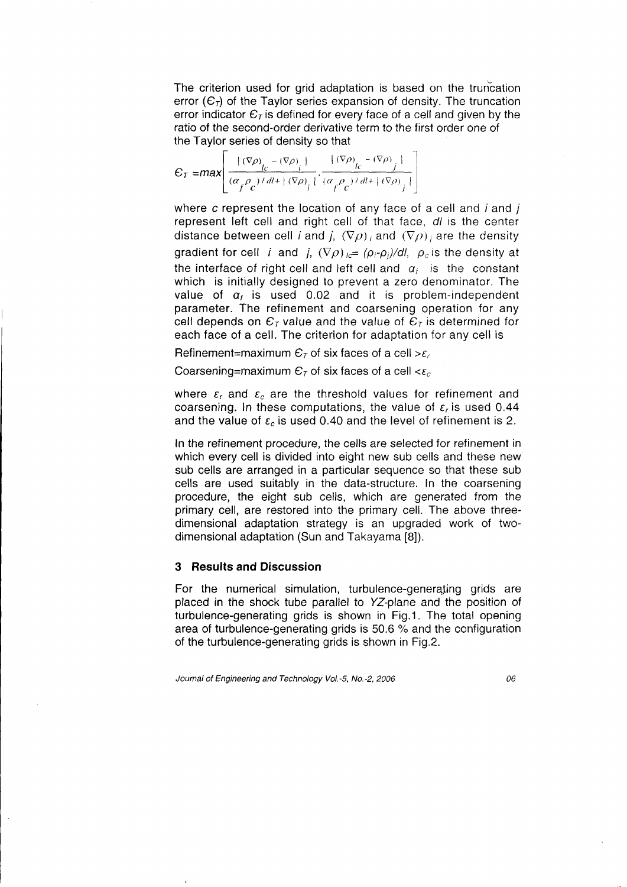The criterion used for grid adaptation is based on the truncation error ($\epsilon_T$) of the Taylor series expansion of density. The truncation error indicator $\epsilon_T$ is defined for every face of a cell and given by the ratio of the second-order derivative term to the first order one of the Taylor series of density so that

$$\epsilon_T = max\left[\frac{|(\nabla\rho)_{lc} - (\nabla\rho)_i|}{(\alpha_f \rho_c)/dl + |(\nabla\rho)_i|}, \frac{|(\nabla\rho)_{lc} - (\nabla\rho)_j|}{(\alpha_f \rho_c)/dl + |(\nabla\rho)_j|}\right]$$

where $c$ represent the location of any face of a cell and $i$ and $j$ represent left cell and right cell of that face, $dl$ is the center distance between cell $i$ and $j$, $(\nabla\rho)_i$ and $(\nabla\rho)_j$ are the density gradient for cell $i$ and $j$, $(\nabla\rho)_{lc} = (\rho_i - \rho_j)/dl$, $\rho_c$ is the density at the interface of right cell and left cell and $\alpha_f$ is the constant which is initially designed to prevent a zero denominator. The value of $\alpha_f$ is used 0.02 and it is problem-independent parameter. The refinement and coarsening operation for any cell depends on $\epsilon_T$ value and the value of $\epsilon_T$ is determined for each face of a cell. The criterion for adaptation for any cell is

Refinement=maximum $\epsilon_T$ of six faces of a cell $>\varepsilon_r$

Coarsening=maximum $\epsilon_T$ of six faces of a cell $<\varepsilon_c$

where $\varepsilon_r$ and $\varepsilon_c$ are the threshold values for refinement and coarsening. In these computations, the value of $\varepsilon_r$ is used 0.44 and the value of $\varepsilon_c$ is used 0.40 and the level of refinement is 2.

In the refinement procedure, the cells are selected for refinement in which every cell is divided into eight new sub cells and these new sub cells are arranged in a particular sequence so that these sub cells are used suitably in the data-structure. In the coarsening procedure, the eight sub cells, which are generated from the primary cell, are restored into the primary cell. The above three-dimensional adaptation strategy is an upgraded work of two-dimensional adaptation (Sun and Takayama [8]).

## 3 Results and Discussion

For the numerical simulation, turbulence-generating grids are placed in the shock tube parallel to $YZ$-plane and the position of turbulence-generating grids is shown in Fig.1. The total opening area of turbulence-generating grids is 50.6 % and the configuration of the turbulence-generating grids is shown in Fig.2.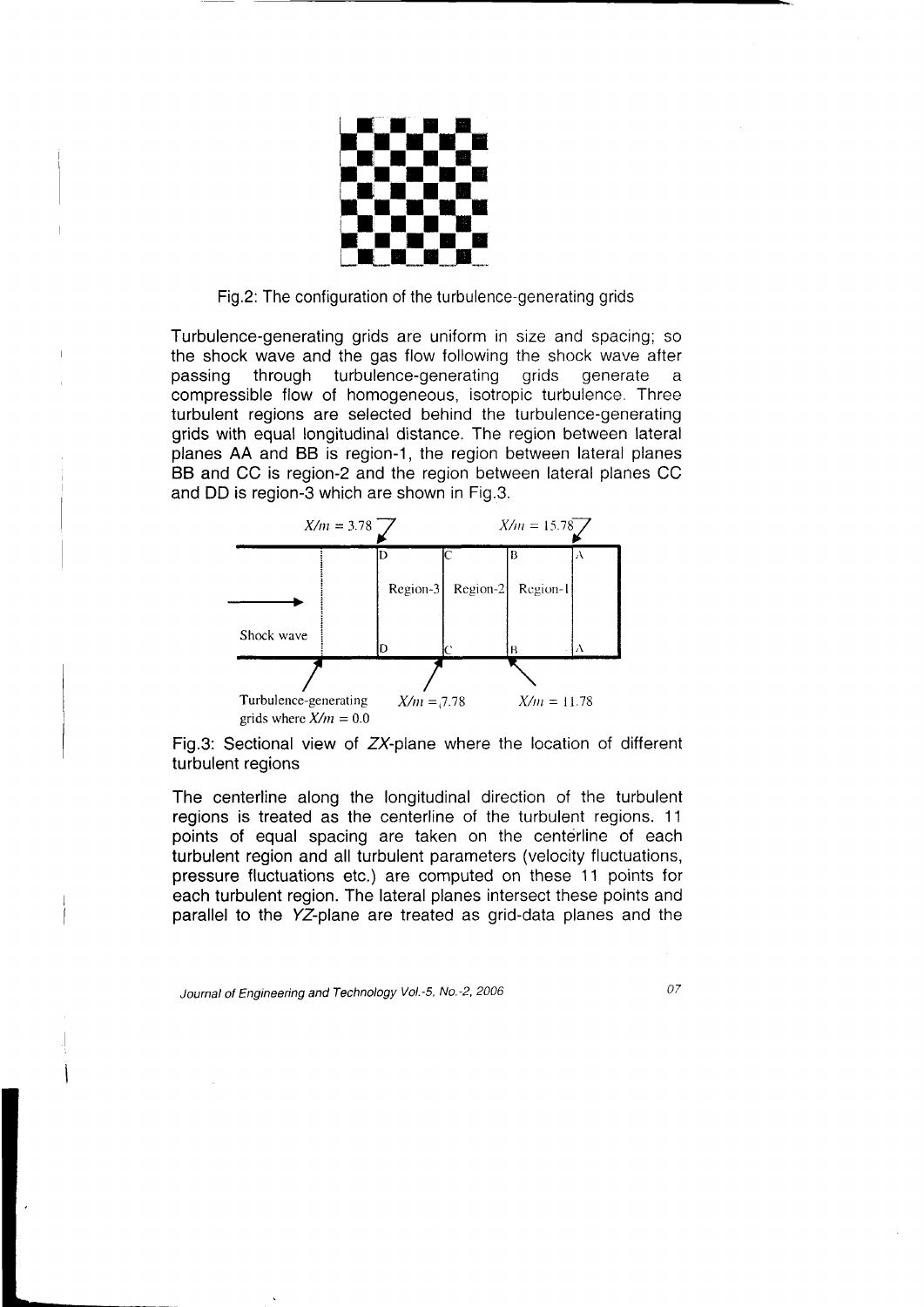Fig.2: The configuration of the turbulence-generating grids

Turbulence-generating grids are uniform in size and spacing; so the shock wave and the gas flow following the shock wave after passing through turbulence-generating grids generate a compressible flow of homogeneous, isotropic turbulence. Three turbulent regions are selected behind the turbulence-generating grids with equal longitudinal distance. The region between lateral planes AA and BB is region-1, the region between lateral planes BB and CC is region-2 and the region between lateral planes CC and DD is region-3 which are shown in Fig.3.

$X/m = 3.78$

$X/m = 15.78$

D C B A

Region-3 Region-2 Region-1

Shock wave

D C B A

Turbulence-generating grids where $X/m = 0.0$

$X/m = 7.78$

$X/m = 11.78$

Fig.3: Sectional view of *ZX*-plane where the location of different turbulent regions

The centerline along the longitudinal direction of the turbulent regions is treated as the centerline of the turbulent regions. 11 points of equal spacing are taken on the centerline of each turbulent region and all turbulent parameters (velocity fluctuations, pressure fluctuations etc.) are computed on these 11 points for each turbulent region. The lateral planes intersect these points and parallel to the *YZ*-plane are treated as grid-data planes and the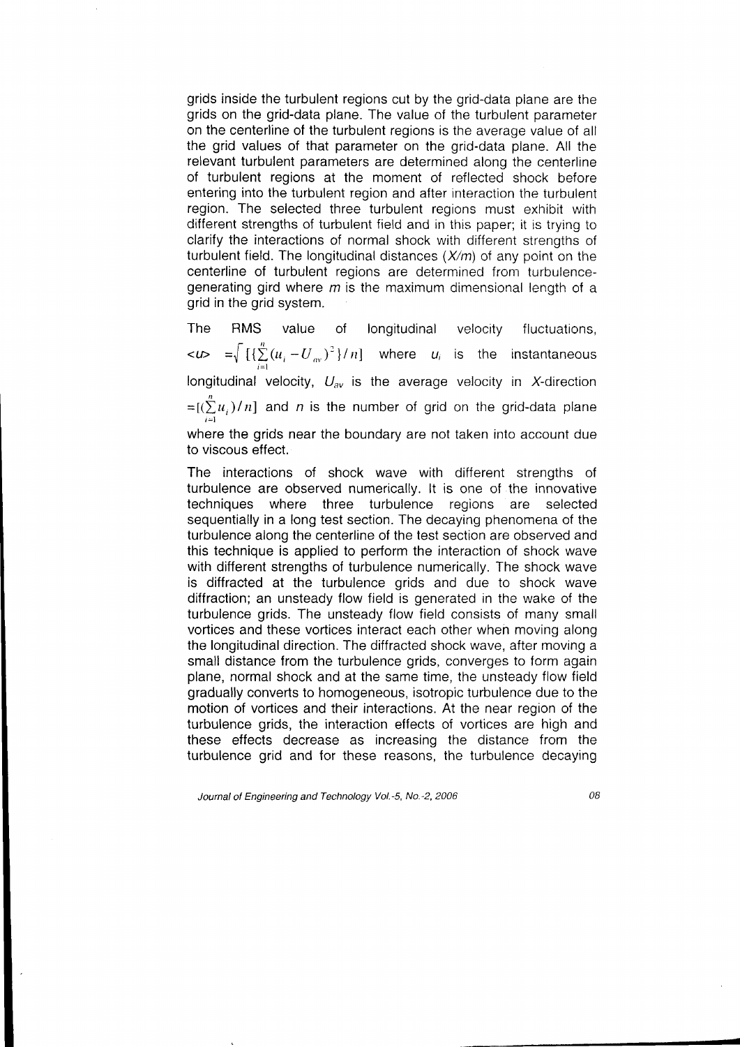grids inside the turbulent regions cut by the grid-data plane are the grids on the grid-data plane. The value of the turbulent parameter on the centerline of the turbulent regions is the average value of all the grid values of that parameter on the grid-data plane. All the relevant turbulent parameters are determined along the centerline of turbulent regions at the moment of reflected shock before entering into the turbulent region and after interaction the turbulent region. The selected three turbulent regions must exhibit with different strengths of turbulent field and in this paper; it is trying to clarify the interactions of normal shock with different strengths of turbulent field. The longitudinal distances ($X/m$) of any point on the centerline of turbulent regions are determined from turbulence-generating gird where $m$ is the maximum dimensional length of a grid in the grid system.

The RMS value of longitudinal velocity fluctuations, $<u> = \sqrt{[\{\sum_{i=1}^{n}(u_i - U_{av})^2\}/n]}$ where $u_i$ is the instantaneous longitudinal velocity, $U_{av}$ is the average velocity in $X$-direction $= [(\sum_{i=1}^{n} u_i)/n]$ and $n$ is the number of grid on the grid-data plane where the grids near the boundary are not taken into account due to viscous effect.

The interactions of shock wave with different strengths of turbulence are observed numerically. It is one of the innovative techniques where three turbulence regions are selected sequentially in a long test section. The decaying phenomena of the turbulence along the centerline of the test section are observed and this technique is applied to perform the interaction of shock wave with different strengths of turbulence numerically. The shock wave is diffracted at the turbulence grids and due to shock wave diffraction; an unsteady flow field is generated in the wake of the turbulence grids. The unsteady flow field consists of many small vortices and these vortices interact each other when moving along the longitudinal direction. The diffracted shock wave, after moving a small distance from the turbulence grids, converges to form again plane, normal shock and at the same time, the unsteady flow field gradually converts to homogeneous, isotropic turbulence due to the motion of vortices and their interactions. At the near region of the turbulence grids, the interaction effects of vortices are high and these effects decrease as increasing the distance from the turbulence grid and for these reasons, the turbulence decaying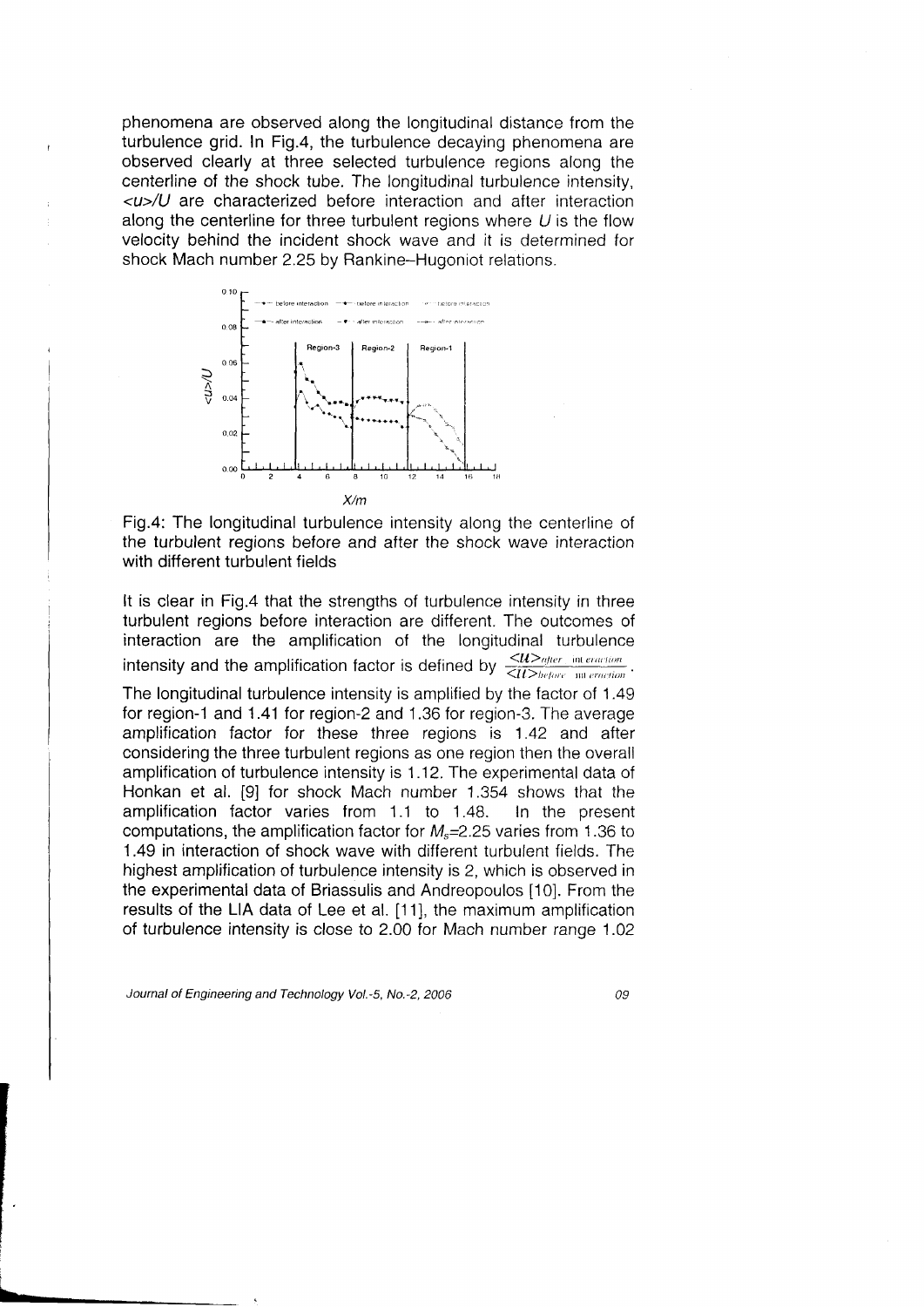phenomena are observed along the longitudinal distance from the turbulence grid. In Fig.4, the turbulence decaying phenomena are observed clearly at three selected turbulence regions along the centerline of the shock tube. The longitudinal turbulence intensity, $<u>/U$ are characterized before interaction and after interaction along the centerline for three turbulent regions where $U$ is the flow velocity behind the incident shock wave and it is determined for shock Mach number 2.25 by Rankine–Hugoniot relations.

Fig.4: The longitudinal turbulence intensity along the centerline of the turbulent regions before and after the shock wave interaction with different turbulent fields

It is clear in Fig.4 that the strengths of turbulence intensity in three turbulent regions before interaction are different. The outcomes of interaction are the amplification of the longitudinal turbulence intensity and the amplification factor is defined by $\frac{<u>_{after\ interaction}}{<u>_{before\ interaction}}$.

The longitudinal turbulence intensity is amplified by the factor of 1.49 for region-1 and 1.41 for region-2 and 1.36 for region-3. The average amplification factor for these three regions is 1.42 and after considering the three turbulent regions as one region then the overall amplification of turbulence intensity is 1.12. The experimental data of Honkan et al. [9] for shock Mach number 1.354 shows that the amplification factor varies from 1.1 to 1.48. In the present computations, the amplification factor for $M_s$=2.25 varies from 1.36 to 1.49 in interaction of shock wave with different turbulent fields. The highest amplification of turbulence intensity is 2, which is observed in the experimental data of Briassulis and Andreopoulos [10]. From the results of the LIA data of Lee et al. [11], the maximum amplification of turbulence intensity is close to 2.00 for Mach number range 1.02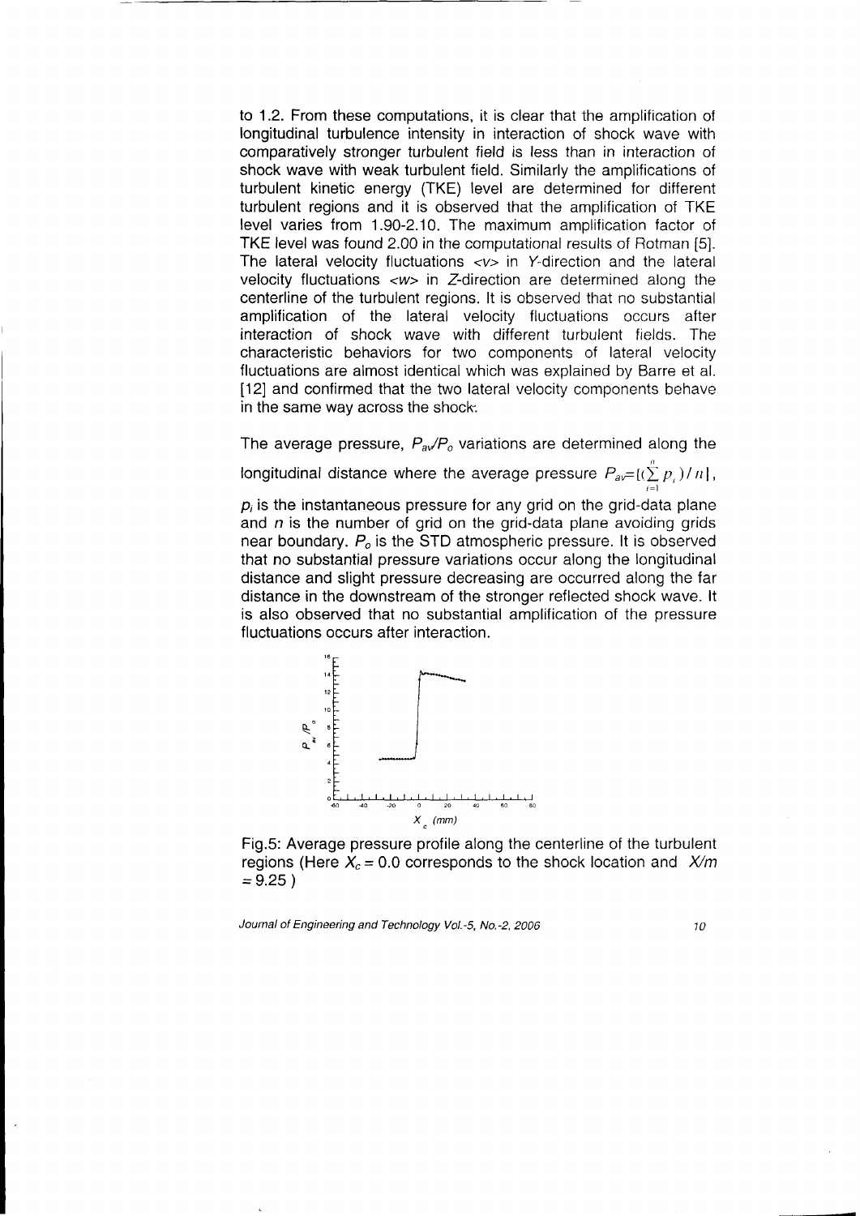to 1.2. From these computations, it is clear that the amplification of longitudinal turbulence intensity in interaction of shock wave with comparatively stronger turbulent field is less than in interaction of shock wave with weak turbulent field. Similarly the amplifications of turbulent kinetic energy (TKE) level are determined for different turbulent regions and it is observed that the amplification of TKE level varies from 1.90-2.10. The maximum amplification factor of TKE level was found 2.00 in the computational results of Rotman [5]. The lateral velocity fluctuations $<v>$ in $Y$-direction and the lateral velocity fluctuations $<w>$ in $Z$-direction are determined along the centerline of the turbulent regions. It is observed that no substantial amplification of the lateral velocity fluctuations occurs after interaction of shock wave with different turbulent fields. The characteristic behaviors for two components of lateral velocity fluctuations are almost identical which was explained by Barre et al. [12] and confirmed that the two lateral velocity components behave in the same way across the shock.

The average pressure, $P_{av}/P_o$ variations are determined along the longitudinal distance where the average pressure $P_{av}=[(\sum_{i=1}^{n} p_i)/n]$, $p_i$ is the instantaneous pressure for any grid on the grid-data plane and $n$ is the number of grid on the grid-data plane avoiding grids near boundary. $P_o$ is the STD atmospheric pressure. It is observed that no substantial pressure variations occur along the longitudinal distance and slight pressure decreasing are occurred along the far distance in the downstream of the stronger reflected shock wave. It is also observed that no substantial amplification of the pressure fluctuations occurs after interaction.

$P_{av}/P_o$

16
14
12
10
8
6
4
2
0

-60 -40 -20 0 20 40 60 80

$X_c$ (mm)

Fig.5: Average pressure profile along the centerline of the turbulent regions (Here $X_c$ = 0.0 corresponds to the shock location and $X/m$ = 9.25 )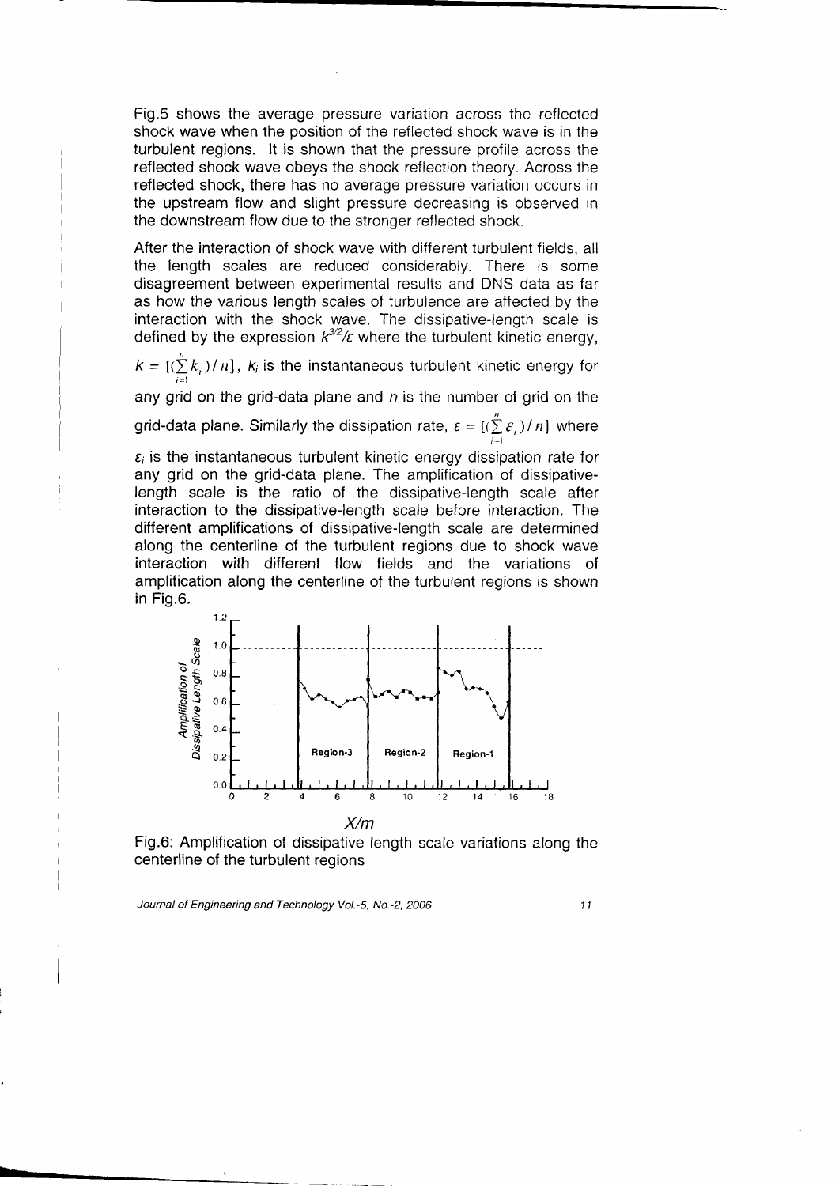Fig.5 shows the average pressure variation across the reflected shock wave when the position of the reflected shock wave is in the turbulent regions. It is shown that the pressure profile across the reflected shock wave obeys the shock reflection theory. Across the reflected shock, there has no average pressure variation occurs in the upstream flow and slight pressure decreasing is observed in the downstream flow due to the stronger reflected shock.

After the interaction of shock wave with different turbulent fields, all the length scales are reduced considerably. There is some disagreement between experimental results and DNS data as far as how the various length scales of turbulence are affected by the interaction with the shock wave. The dissipative-length scale is defined by the expression $k^{3/2}/\varepsilon$ where the turbulent kinetic energy, $k = [(\sum_{i=1}^{n} k_i)/n]$, $k_i$ is the instantaneous turbulent kinetic energy for any grid on the grid-data plane and $n$ is the number of grid on the grid-data plane. Similarly the dissipation rate, $\varepsilon = [(\sum_{i=1}^{n} \varepsilon_i)/n]$ where $\varepsilon_i$ is the instantaneous turbulent kinetic energy dissipation rate for any grid on the grid-data plane. The amplification of dissipative-length scale is the ratio of the dissipative-length scale after interaction to the dissipative-length scale before interaction. The different amplifications of dissipative-length scale are determined along the centerline of the turbulent regions due to shock wave interaction with different flow fields and the variations of amplification along the centerline of the turbulent regions is shown in Fig.6.

Amplification of Dissipative Length Scale

1.2
1.0
0.8
0.6
0.4
0.2
0.0

Region-3
Region-2
Region-1

0 2 4 6 8 10 12 14 16 18

X/m

Fig.6: Amplification of dissipative length scale variations along the centerline of the turbulent regions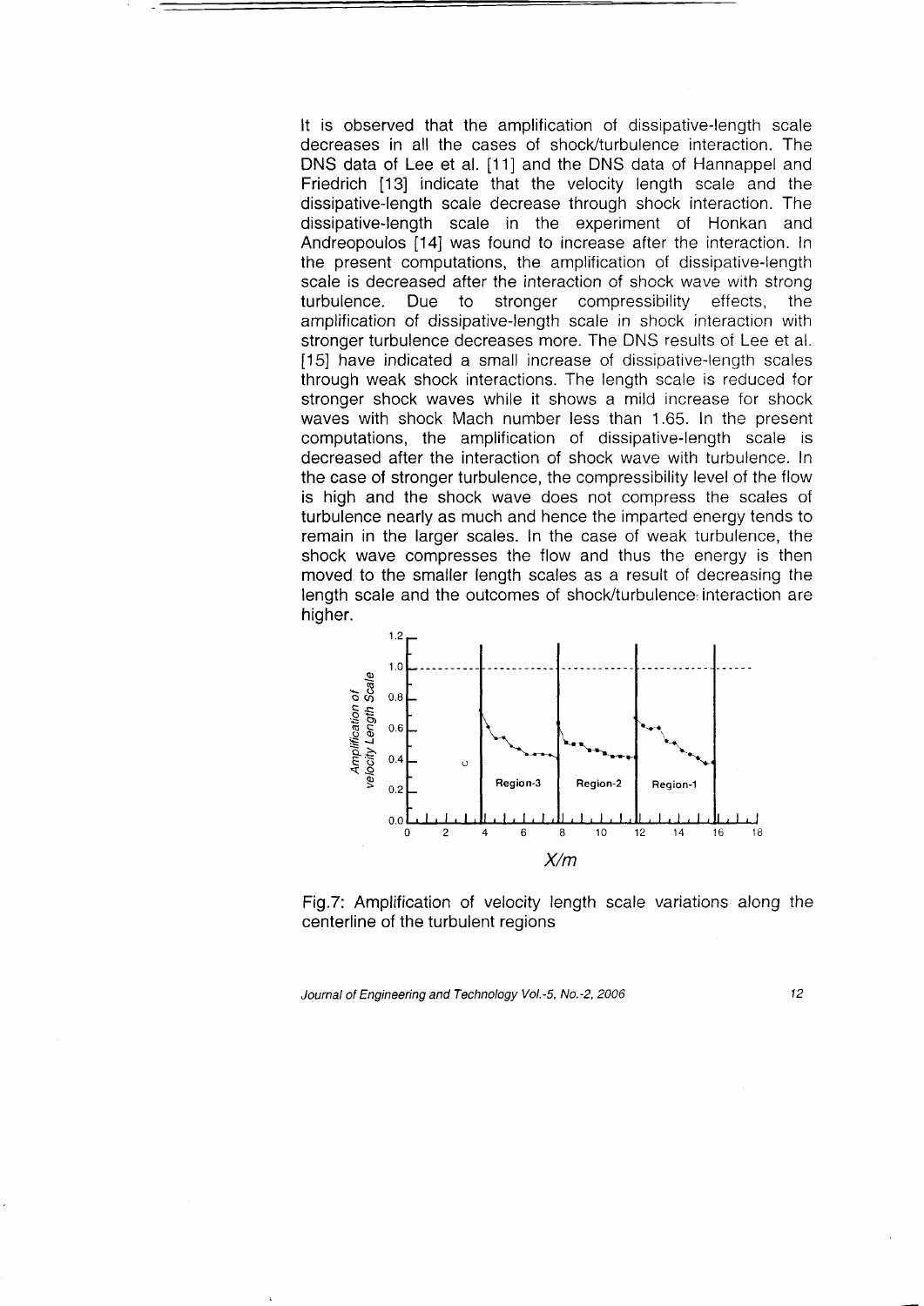It is observed that the amplification of dissipative-length scale decreases in all the cases of shock/turbulence interaction. The DNS data of Lee et al. [11] and the DNS data of Hannappel and Friedrich [13] indicate that the velocity length scale and the dissipative-length scale decrease through shock interaction. The dissipative-length scale in the experiment of Honkan and Andreopoulos [14] was found to increase after the interaction. In the present computations, the amplification of dissipative-length scale is decreased after the interaction of shock wave with strong turbulence. Due to stronger compressibility effects, the amplification of dissipative-length scale in shock interaction with stronger turbulence decreases more. The DNS results of Lee et al. [15] have indicated a small increase of dissipative-length scales through weak shock interactions. The length scale is reduced for stronger shock waves while it shows a mild increase for shock waves with shock Mach number less than 1.65. In the present computations, the amplification of dissipative-length scale is decreased after the interaction of shock wave with turbulence. In the case of stronger turbulence, the compressibility level of the flow is high and the shock wave does not compress the scales of turbulence nearly as much and hence the imparted energy tends to remain in the larger scales. In the case of weak turbulence, the shock wave compresses the flow and thus the energy is then moved to the smaller length scales as a result of decreasing the length scale and the outcomes of shock/turbulence interaction are higher.

Amplification of velocity Length Scale

1.2
1.0
0.8
0.6
0.4
0.2
0.0

Region-3
Region-2
Region-1

0 2 4 6 8 10 12 14 16 18

X/m

Fig.7: Amplification of velocity length scale variations along the centerline of the turbulent regions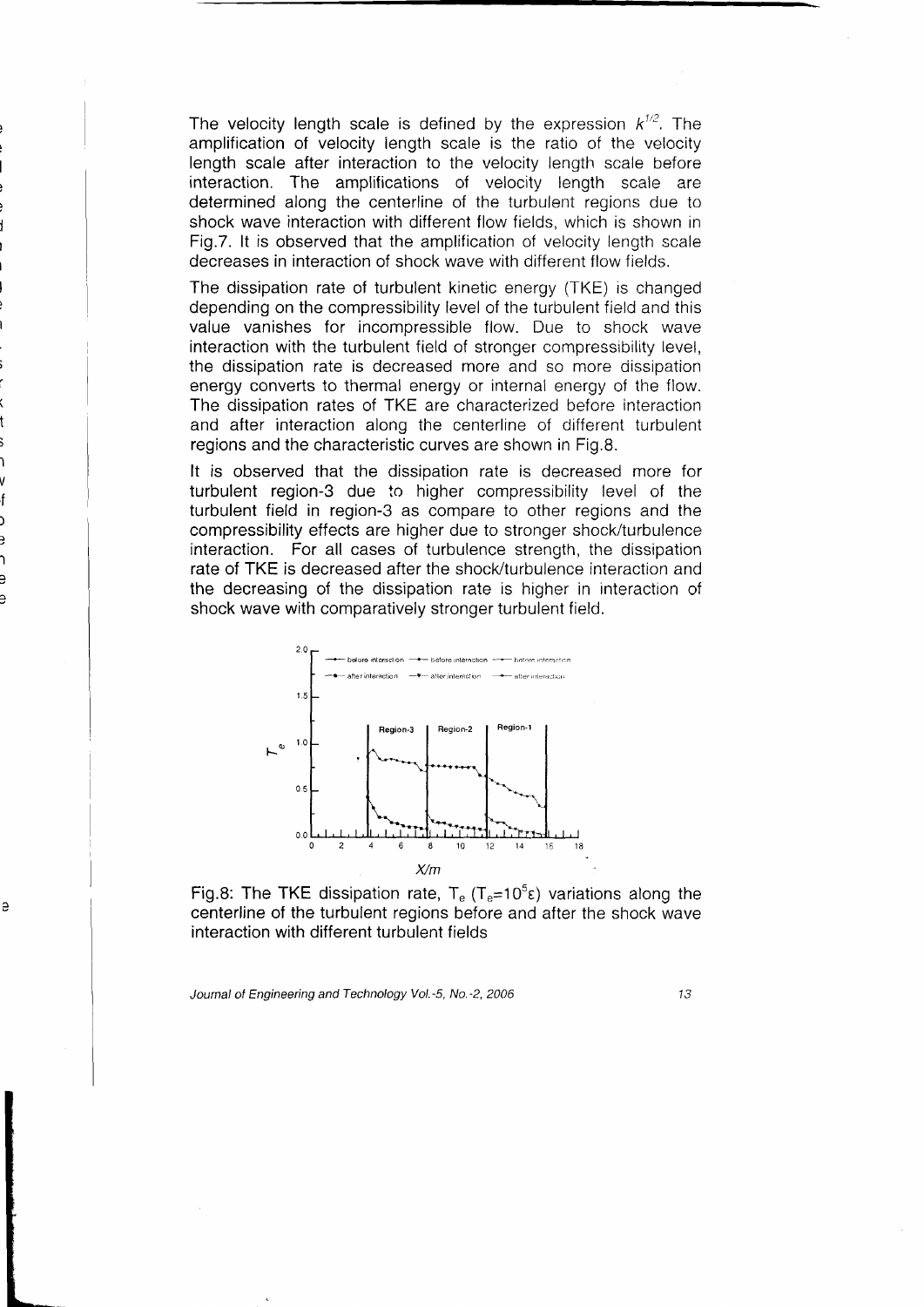The velocity length scale is defined by the expression $k^{1/2}$. The amplification of velocity length scale is the ratio of the velocity length scale after interaction to the velocity length scale before interaction. The amplifications of velocity length scale are determined along the centerline of the turbulent regions due to shock wave interaction with different flow fields, which is shown in Fig.7. It is observed that the amplification of velocity length scale decreases in interaction of shock wave with different flow fields.

The dissipation rate of turbulent kinetic energy (TKE) is changed depending on the compressibility level of the turbulent field and this value vanishes for incompressible flow. Due to shock wave interaction with the turbulent field of stronger compressibility level, the dissipation rate is decreased more and so more dissipation energy converts to thermal energy or internal energy of the flow. The dissipation rates of TKE are characterized before interaction and after interaction along the centerline of different turbulent regions and the characteristic curves are shown in Fig.8.

It is observed that the dissipation rate is decreased more for turbulent region-3 due to higher compressibility level of the turbulent field in region-3 as compare to other regions and the compressibility effects are higher due to stronger shock/turbulence interaction. For all cases of turbulence strength, the dissipation rate of TKE is decreased after the shock/turbulence interaction and the decreasing of the dissipation rate is higher in interaction of shock wave with comparatively stronger turbulent field.

before interaction
before interaction
before interaction
after interaction
after interaction
after interaction

Region-3
Region-2
Region-1

$T_e$

2.0
1.5
1.0
0.5
0.0

0
2
4
6
8
10
12
14
16
18

$X/m$

Fig.8: The TKE dissipation rate, $T_e$ ($T_e=10^5\varepsilon$) variations along the centerline of the turbulent regions before and after the shock wave interaction with different turbulent fields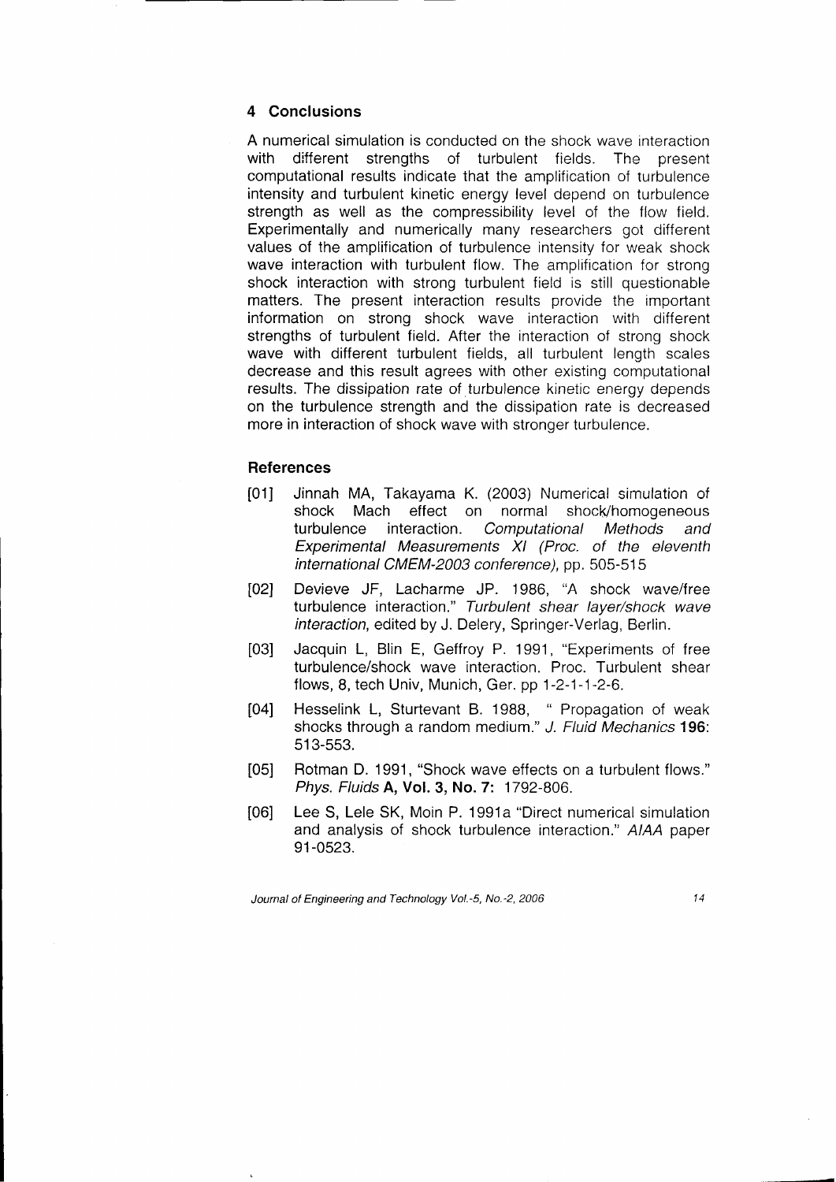## 4 Conclusions

A numerical simulation is conducted on the shock wave interaction with different strengths of turbulent fields. The present computational results indicate that the amplification of turbulence intensity and turbulent kinetic energy level depend on turbulence strength as well as the compressibility level of the flow field. Experimentally and numerically many researchers got different values of the amplification of turbulence intensity for weak shock wave interaction with turbulent flow. The amplification for strong shock interaction with strong turbulent field is still questionable matters. The present interaction results provide the important information on strong shock wave interaction with different strengths of turbulent field. After the interaction of strong shock wave with different turbulent fields, all turbulent length scales decrease and this result agrees with other existing computational results. The dissipation rate of turbulence kinetic energy depends on the turbulence strength and the dissipation rate is decreased more in interaction of shock wave with stronger turbulence.

### References

- [01] Jinnah MA, Takayama K. (2003) Numerical simulation of shock Mach effect on normal shock/homogeneous turbulence interaction. *Computational Methods and Experimental Measurements XI (Proc. of the eleventh international CMEM-2003 conference)*, pp. 505-515
- [02] Devieve JF, Lacharme JP. 1986, "A shock wave/free turbulence interaction." *Turbulent shear layer/shock wave interaction*, edited by J. Delery, Springer-Verlag, Berlin.
- [03] Jacquin L, Blin E, Geffroy P. 1991, "Experiments of free turbulence/shock wave interaction. Proc. Turbulent shear flows, 8, tech Univ, Munich, Ger. pp 1-2-1-1-2-6.
- [04] Hesselink L, Sturtevant B. 1988, " Propagation of weak shocks through a random medium." *J. Fluid Mechanics* **196**: 513-553.
- [05] Rotman D. 1991, "Shock wave effects on a turbulent flows." *Phys. Fluids* **A, Vol. 3, No. 7:** 1792-806.
- [06] Lee S, Lele SK, Moin P. 1991a "Direct numerical simulation and analysis of shock turbulence interaction." *AIAA* paper 91-0523.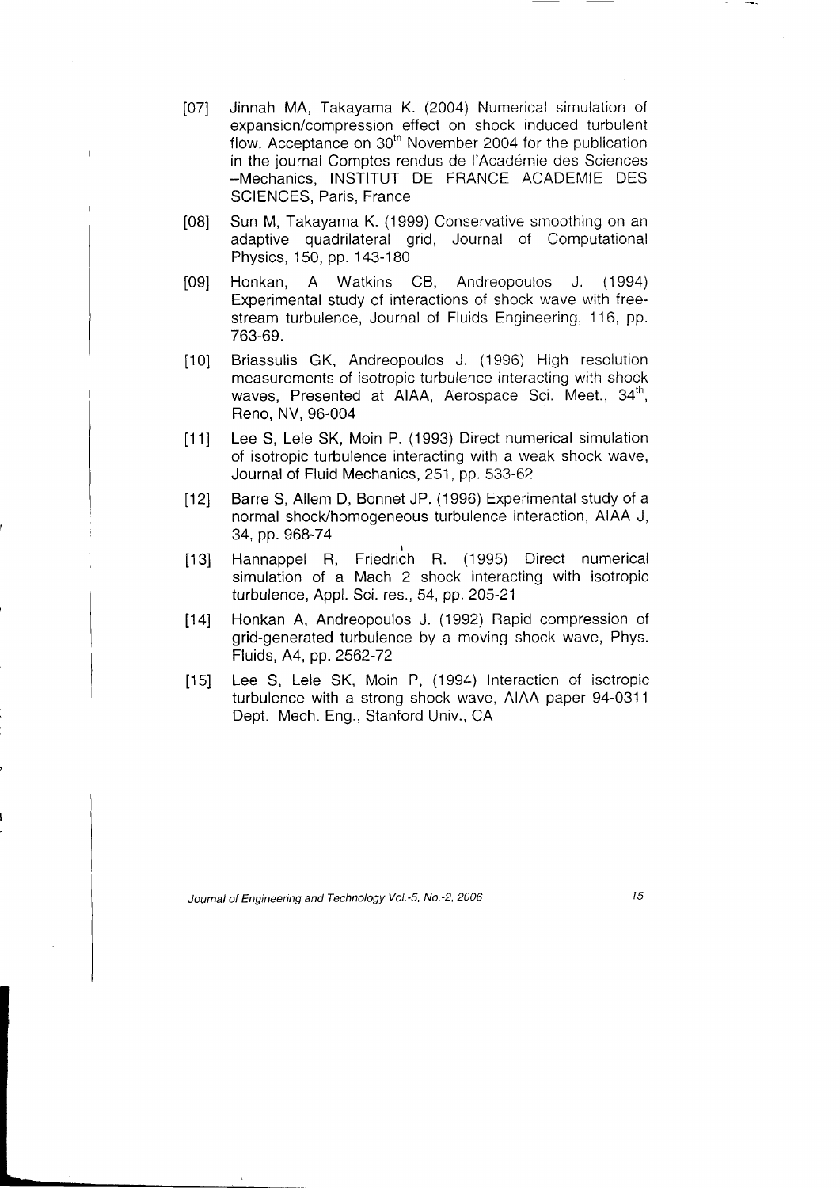[07] Jinnah MA, Takayama K. (2004) Numerical simulation of expansion/compression effect on shock induced turbulent flow. Acceptance on 30th November 2004 for the publication in the journal Comptes rendus de l'Académie des Sciences –Mechanics, INSTITUT DE FRANCE ACADEMIE DES SCIENCES, Paris, France

[08] Sun M, Takayama K. (1999) Conservative smoothing on an adaptive quadrilateral grid, Journal of Computational Physics, 150, pp. 143-180

[09] Honkan, A Watkins CB, Andreopoulos J. (1994) Experimental study of interactions of shock wave with free-stream turbulence, Journal of Fluids Engineering, 116, pp. 763-69.

[10] Briassulis GK, Andreopoulos J. (1996) High resolution measurements of isotropic turbulence interacting with shock waves, Presented at AIAA, Aerospace Sci. Meet., 34th, Reno, NV, 96-004

[11] Lee S, Lele SK, Moin P. (1993) Direct numerical simulation of isotropic turbulence interacting with a weak shock wave, Journal of Fluid Mechanics, 251, pp. 533-62

[12] Barre S, Allem D, Bonnet JP. (1996) Experimental study of a normal shock/homogeneous turbulence interaction, AIAA J, 34, pp. 968-74

[13] Hannappel R, Friedrich R. (1995) Direct numerical simulation of a Mach 2 shock interacting with isotropic turbulence, Appl. Sci. res., 54, pp. 205-21

[14] Honkan A, Andreopoulos J. (1992) Rapid compression of grid-generated turbulence by a moving shock wave, Phys. Fluids, A4, pp. 2562-72

[15] Lee S, Lele SK, Moin P, (1994) Interaction of isotropic turbulence with a strong shock wave, AIAA paper 94-0311 Dept. Mech. Eng., Stanford Univ., CA